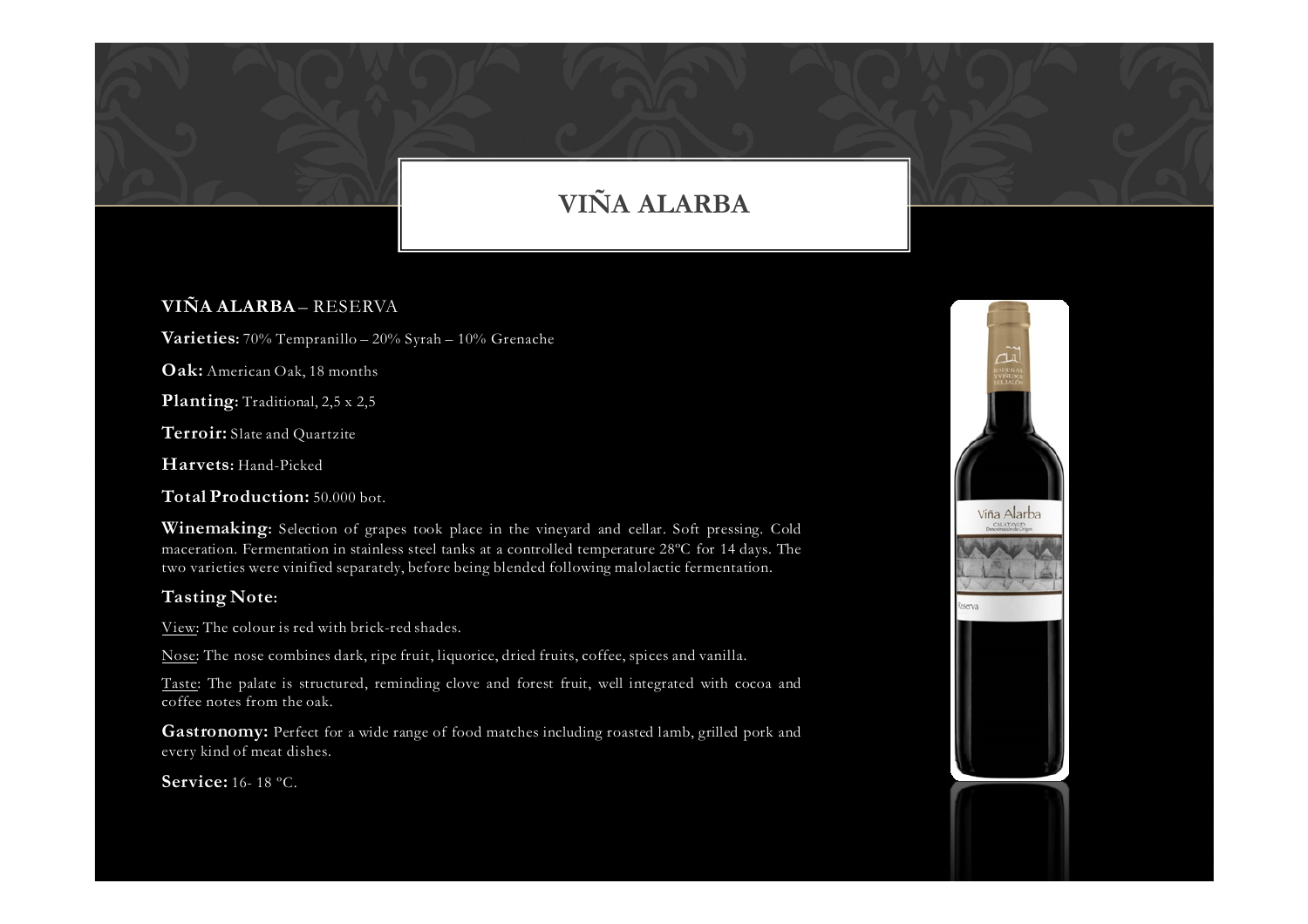# VIÑA ALARBA

**VIÑA ALARBA** – RESERVA

**Varieties:** 70% Tempranillo – 20% Syrah – 10% Grenache

**Oak:** American Oak, 18 months

**Planting:** Traditional, 2,5 x 2,5

**Terroir:** Slate and Quartzite

**Harvets:** Hand-Picked

**Total Production:** 50.000 bot.

**Winemaking:** Selection of grapes took place in the vineyard and cellar. Soft pressing. Cold maceration. Fermentation in stainless steel tanks at a controlled temperature 28ºC for 14 days. The two varieties were vinified separately, before being blended following malolactic fermentation.

**Tasting Note:**

View: The colour is red with brick-red shades.

Nose: The nose combines dark, ripe fruit, liquorice, dried fruits, coffee, spices and vanilla.

Taste: The palate is structured, reminding clove and forest fruit, well integrated with cocoa and coffee notes from the oak.

**Gastronomy:** Perfect for a wide range of food matches including roasted lamb, grilled pork and every kind of meat dishes.

**Service:** 16- 18 ºC.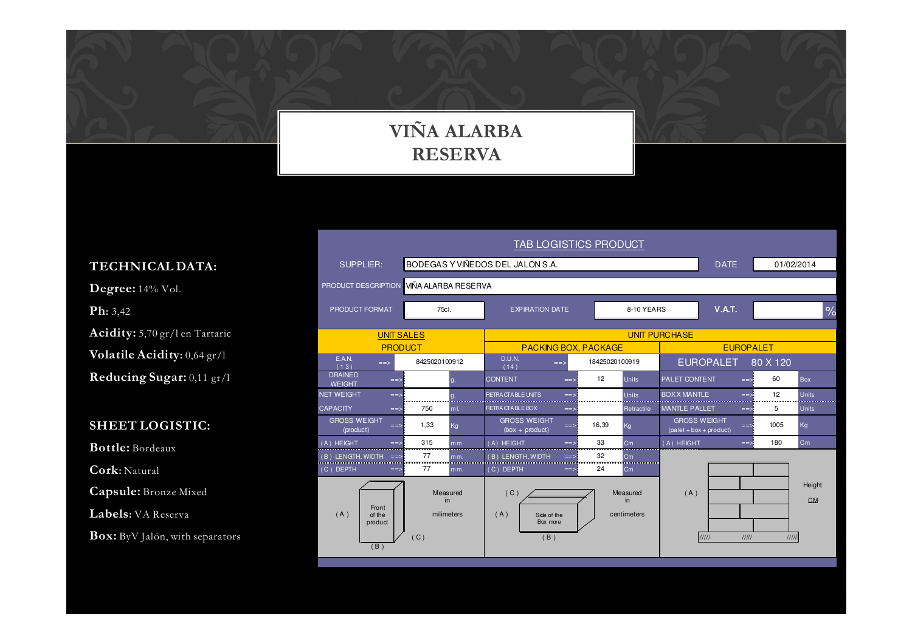# VIÑA ALARBA RESERVA

**TECHNICAL DATA:**

**Degree:** 14% Vol.

**Ph:** 3,42

**Acidity:** 5,70 gr/l en Tartaric

**Volatile Acidity:** 0,64 gr/l

**Reducing Sugar:** 0,11 gr/l

**SHEET LOGISTIC:**

**Bottle:** Bordeaux

**Cork:** Natural

**Capsule:** Bronze Mixed

**Labels:** VA Reserva

**Box:** ByV Jalón, with separators

## TAB LOGISTICS PRODUCT

| | | | |
|---|---|---|---|
| SUPPLIER: | BODEGAS Y VIÑEDOS DEL JALON S.A. | DATE | 01/02/2014 |
| PRODUCT DESCRIPTION | VIÑA ALARBA RESERVA | | |
| PRODUCT FORMAT | 75cl. | EXPIRATION DATE | 8-10 YEARS |
| V.A.T. | % | | |

| UNIT SALES | | | | UNIT PURCHASE | | | | | | | |
|---|---|---|---|---|---|---|---|---|---|---|---|
| PRODUCT | | | | PACKING BOX, PACKAGE | | | | EUROPALET | | | |
| E.A.N. (13) | ==> | 8425020100912 | | D.U.N. (14) | ==> | 18425020100919 | | EUROPALET 80 X 120 | | | |
| DRAINED WEIGHT | ==> | | g. | CONTENT | ==> | 12 | Units | PALET CONTENT | ==> | 60 | Box |
| NET WEIGHT | ==> | | g. | RETRACTABLE UNITS | ==> | | Units | BOX X MANTLE | ==> | 12 | Units |
| CAPACITY | ==> | 750 | ml. | RETRACTABLE BOX | ==> | | Retractile | MANTLE PALLET | ==> | 5 | Units |
| GROSS WEIGHT (product) | ==> | 1,33 | Kg | GROSS WEIGHT (box + product) | ==> | 16,39 | Kg | GROSS WEIGHT (palet + box + product) | ==> | 1005 | Kg |
| (A) HEIGHT | ==> | 315 | mm. | (A) HEIGHT | ==> | 33 | Cm | (A) HEIGHT | ==> | 180 | Cm |
| (B) LENGTH, WIDTH | ==> | 77 | mm. | (B) LENGTH, WIDTH | ==> | 32 | Cm | | | | |
| (C) DEPTH | ==> | 77 | mm. | (C) DEPTH | ==> | 24 | Cm | | | | |

(A) Front of the product (B) (C) — Measured in milimeters

(C) (A) Side of the Box more (B) — Measured in centimeters

(A) Height CM